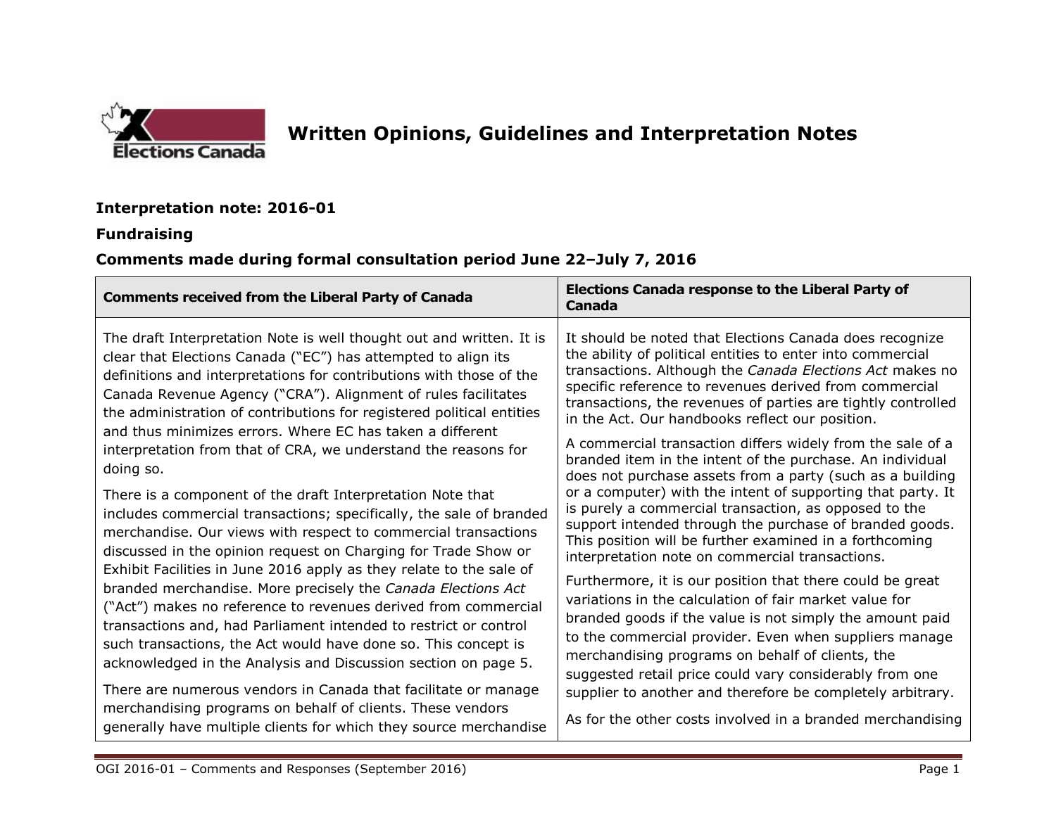# Written Opinions, Guidelines and Interpretation Notes

**Interpretation note: 2016-01**

**Fundraising**

**Comments made during formal consultation period June 22–July 7, 2016**

| Comments received from the Liberal Party of Canada | Elections Canada response to the Liberal Party of Canada |
| --- | --- |
| The draft Interpretation Note is well thought out and written. It is clear that Elections Canada ("EC") has attempted to align its definitions and interpretations for contributions with those of the Canada Revenue Agency ("CRA"). Alignment of rules facilitates the administration of contributions for registered political entities and thus minimizes errors. Where EC has taken a different interpretation from that of CRA, we understand the reasons for doing so.<br><br>There is a component of the draft Interpretation Note that includes commercial transactions; specifically, the sale of branded merchandise. Our views with respect to commercial transactions discussed in the opinion request on Charging for Trade Show or Exhibit Facilities in June 2016 apply as they relate to the sale of branded merchandise. More precisely the *Canada Elections Act* ("Act") makes no reference to revenues derived from commercial transactions and, had Parliament intended to restrict or control such transactions, the Act would have done so. This concept is acknowledged in the Analysis and Discussion section on page 5.<br><br>There are numerous vendors in Canada that facilitate or manage merchandising programs on behalf of clients. These vendors generally have multiple clients for which they source merchandise | It should be noted that Elections Canada does recognize the ability of political entities to enter into commercial transactions. Although the *Canada Elections Act* makes no specific reference to revenues derived from commercial transactions, the revenues of parties are tightly controlled in the Act. Our handbooks reflect our position.<br><br>A commercial transaction differs widely from the sale of a branded item in the intent of the purchase. An individual does not purchase assets from a party (such as a building or a computer) with the intent of supporting that party. It is purely a commercial transaction, as opposed to the support intended through the purchase of branded goods. This position will be further examined in a forthcoming interpretation note on commercial transactions.<br><br>Furthermore, it is our position that there could be great variations in the calculation of fair market value for branded goods if the value is not simply the amount paid to the commercial provider. Even when suppliers manage merchandising programs on behalf of clients, the suggested retail price could vary considerably from one supplier to another and therefore be completely arbitrary.<br><br>As for the other costs involved in a branded merchandising |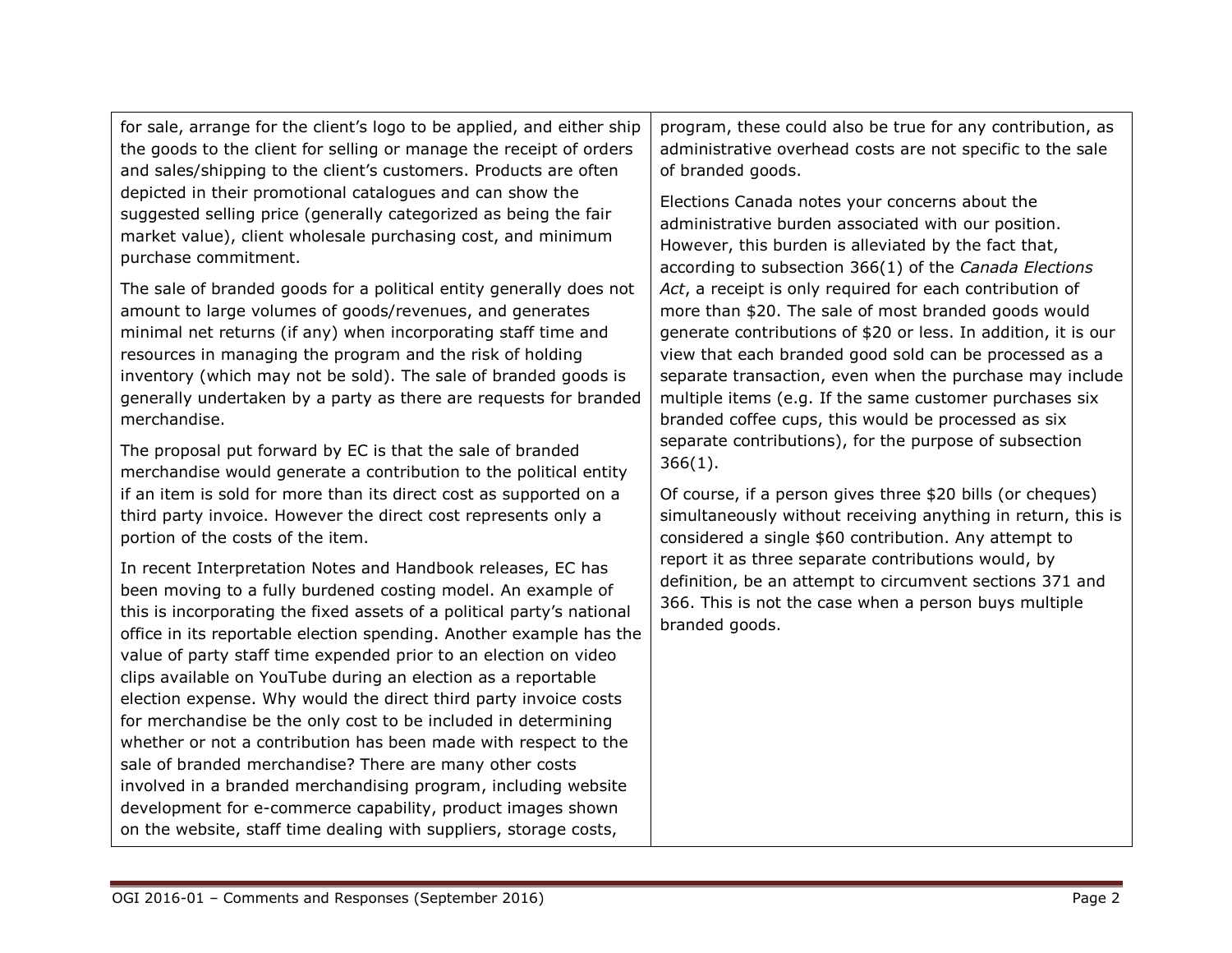| | |
|---|---|
| for sale, arrange for the client's logo to be applied, and either ship the goods to the client for selling or manage the receipt of orders and sales/shipping to the client's customers. Products are often depicted in their promotional catalogues and can show the suggested selling price (generally categorized as being the fair market value), client wholesale purchasing cost, and minimum purchase commitment.<br><br>The sale of branded goods for a political entity generally does not amount to large volumes of goods/revenues, and generates minimal net returns (if any) when incorporating staff time and resources in managing the program and the risk of holding inventory (which may not be sold). The sale of branded goods is generally undertaken by a party as there are requests for branded merchandise.<br><br>The proposal put forward by EC is that the sale of branded merchandise would generate a contribution to the political entity if an item is sold for more than its direct cost as supported on a third party invoice. However the direct cost represents only a portion of the costs of the item.<br><br>In recent Interpretation Notes and Handbook releases, EC has been moving to a fully burdened costing model. An example of this is incorporating the fixed assets of a political party's national office in its reportable election spending. Another example has the value of party staff time expended prior to an election on video clips available on YouTube during an election as a reportable election expense. Why would the direct third party invoice costs for merchandise be the only cost to be included in determining whether or not a contribution has been made with respect to the sale of branded merchandise? There are many other costs involved in a branded merchandising program, including website development for e-commerce capability, product images shown on the website, staff time dealing with suppliers, storage costs, | program, these could also be true for any contribution, as administrative overhead costs are not specific to the sale of branded goods.<br><br>Elections Canada notes your concerns about the administrative burden associated with our position. However, this burden is alleviated by the fact that, according to subsection 366(1) of the *Canada Elections Act*, a receipt is only required for each contribution of more than $20. The sale of most branded goods would generate contributions of $20 or less. In addition, it is our view that each branded good sold can be processed as a separate transaction, even when the purchase may include multiple items (e.g. If the same customer purchases six branded coffee cups, this would be processed as six separate contributions), for the purpose of subsection 366(1).<br><br>Of course, if a person gives three $20 bills (or cheques) simultaneously without receiving anything in return, this is considered a single $60 contribution. Any attempt to report it as three separate contributions would, by definition, be an attempt to circumvent sections 371 and 366. This is not the case when a person buys multiple branded goods. |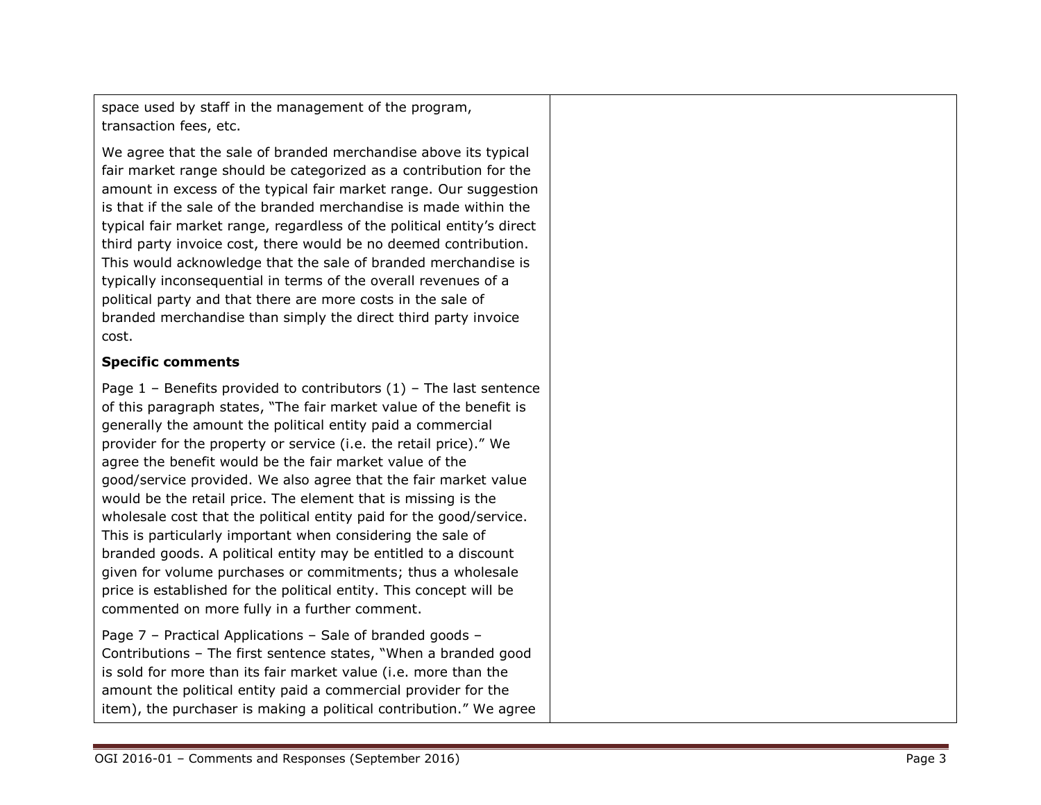| | |
|---|---|
| space used by staff in the management of the program, transaction fees, etc.<br><br>We agree that the sale of branded merchandise above its typical fair market range should be categorized as a contribution for the amount in excess of the typical fair market range. Our suggestion is that if the sale of the branded merchandise is made within the typical fair market range, regardless of the political entity's direct third party invoice cost, there would be no deemed contribution. This would acknowledge that the sale of branded merchandise is typically inconsequential in terms of the overall revenues of a political party and that there are more costs in the sale of branded merchandise than simply the direct third party invoice cost.<br><br>**Specific comments**<br><br>Page 1 – Benefits provided to contributors (1) – The last sentence of this paragraph states, "The fair market value of the benefit is generally the amount the political entity paid a commercial provider for the property or service (i.e. the retail price)." We agree the benefit would be the fair market value of the good/service provided. We also agree that the fair market value would be the retail price. The element that is missing is the wholesale cost that the political entity paid for the good/service. This is particularly important when considering the sale of branded goods. A political entity may be entitled to a discount given for volume purchases or commitments; thus a wholesale price is established for the political entity. This concept will be commented on more fully in a further comment.<br><br>Page 7 – Practical Applications – Sale of branded goods – Contributions – The first sentence states, "When a branded good is sold for more than its fair market value (i.e. more than the amount the political entity paid a commercial provider for the item), the purchaser is making a political contribution." We agree | |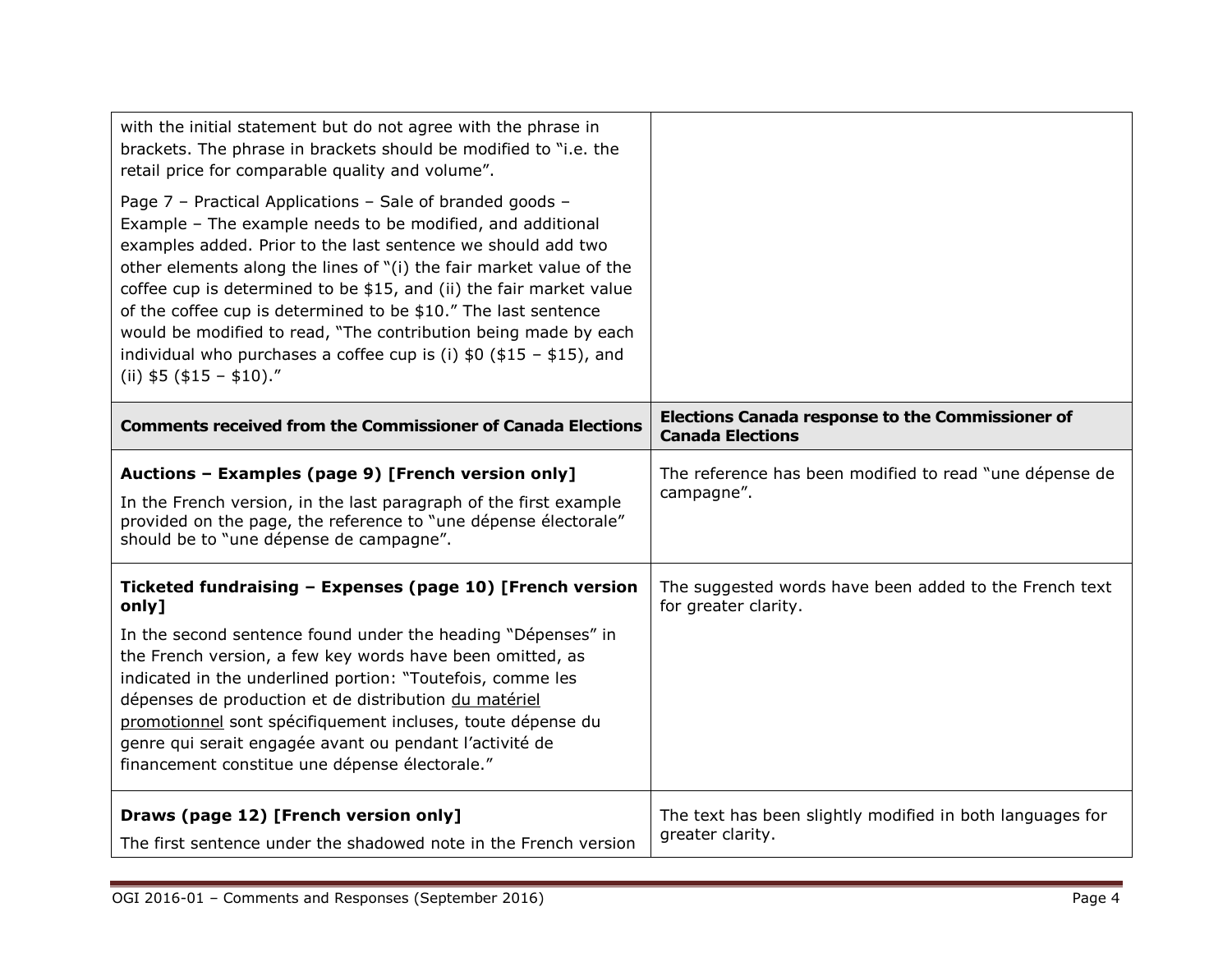| | |
|---|---|
| with the initial statement but do not agree with the phrase in brackets. The phrase in brackets should be modified to "i.e. the retail price for comparable quality and volume".<br><br>Page 7 – Practical Applications – Sale of branded goods – Example – The example needs to be modified, and additional examples added. Prior to the last sentence we should add two other elements along the lines of "(i) the fair market value of the coffee cup is determined to be $15, and (ii) the fair market value of the coffee cup is determined to be $10." The last sentence would be modified to read, "The contribution being made by each individual who purchases a coffee cup is (i) $0 ($15 – $15), and (ii) $5 ($15 – $10)." | |
| **Comments received from the Commissioner of Canada Elections** | **Elections Canada response to the Commissioner of Canada Elections** |
| **Auctions – Examples (page 9) [French version only]**<br><br>In the French version, in the last paragraph of the first example provided on the page, the reference to "une dépense électorale" should be to "une dépense de campagne". | The reference has been modified to read "une dépense de campagne". |
| **Ticketed fundraising – Expenses (page 10) [French version only]**<br><br>In the second sentence found under the heading "Dépenses" in the French version, a few key words have been omitted, as indicated in the underlined portion: "Toutefois, comme les dépenses de production et de distribution <u>du matériel promotionnel</u> sont spécifiquement incluses, toute dépense du genre qui serait engagée avant ou pendant l'activité de financement constitue une dépense électorale." | The suggested words have been added to the French text for greater clarity. |
| **Draws (page 12) [French version only]**<br><br>The first sentence under the shadowed note in the French version | The text has been slightly modified in both languages for greater clarity. |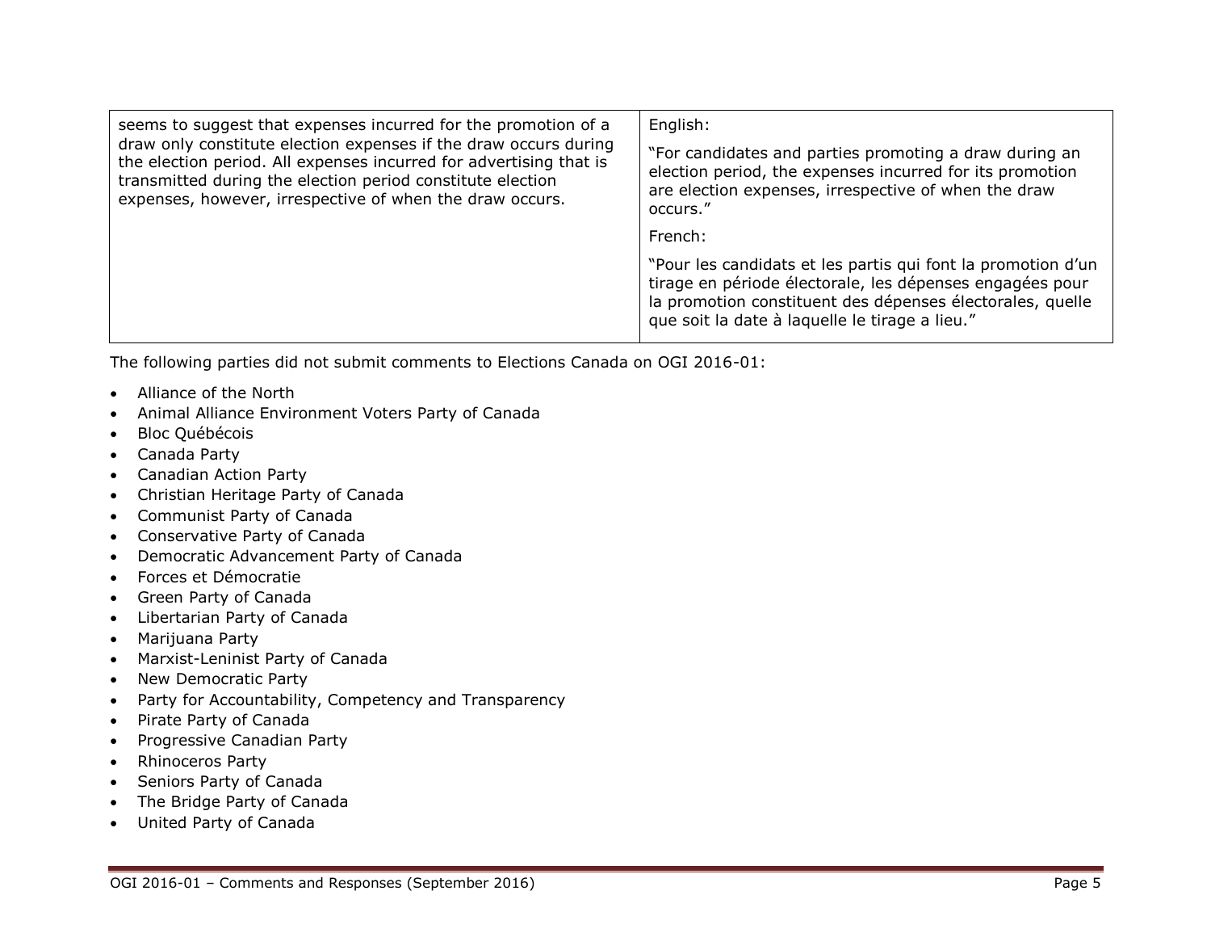| | |
|---|---|
| seems to suggest that expenses incurred for the promotion of a draw only constitute election expenses if the draw occurs during the election period. All expenses incurred for advertising that is transmitted during the election period constitute election expenses, however, irrespective of when the draw occurs. | English:<br><br>"For candidates and parties promoting a draw during an election period, the expenses incurred for its promotion are election expenses, irrespective of when the draw occurs."<br><br>French:<br><br>"Pour les candidats et les partis qui font la promotion d'un tirage en période électorale, les dépenses engagées pour la promotion constituent des dépenses électorales, quelle que soit la date à laquelle le tirage a lieu." |

The following parties did not submit comments to Elections Canada on OGI 2016-01:

- Alliance of the North
- Animal Alliance Environment Voters Party of Canada
- Bloc Québécois
- Canada Party
- Canadian Action Party
- Christian Heritage Party of Canada
- Communist Party of Canada
- Conservative Party of Canada
- Democratic Advancement Party of Canada
- Forces et Démocratie
- Green Party of Canada
- Libertarian Party of Canada
- Marijuana Party
- Marxist-Leninist Party of Canada
- New Democratic Party
- Party for Accountability, Competency and Transparency
- Pirate Party of Canada
- Progressive Canadian Party
- Rhinoceros Party
- Seniors Party of Canada
- The Bridge Party of Canada
- United Party of Canada